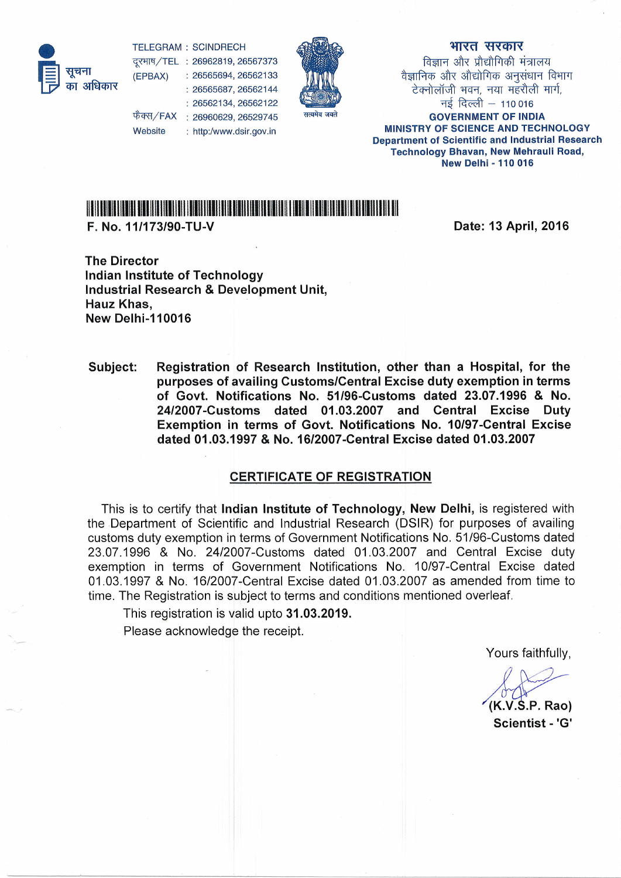सूचना का अधिकार

TELEGRAM : SCINDRECH
दूरभाष/TEL (EPBAX) : 26962819, 26567373
: 26565694, 26562133
: 26565687, 26562144
: 26562134, 26562122
फैक्स/FAX : 26960629, 26529745
Website : http:/www.dsir.gov.in

सत्यमेव जयते

**भारत सरकार**
विज्ञान और प्रौद्योगिकी मंत्रालय
वैज्ञानिक और औद्योगिक अनुसंधान विभाग
टेक्नोलॉजी भवन, नया महरौली मार्ग,
नई दिल्ली – 110 016

**GOVERNMENT OF INDIA**
**MINISTRY OF SCIENCE AND TECHNOLOGY**
**Department of Scientific and Industrial Research**
**Technology Bhavan, New Mehrauli Road,**
**New Delhi - 110 016**

**F. No. 11/173/90-TU-V** **Date: 13 April, 2016**

**The Director**
**Indian Institute of Technology**
**Industrial Research & Development Unit,**
**Hauz Khas,**
**New Delhi-110016**

**Subject: Registration of Research Institution, other than a Hospital, for the purposes of availing Customs/Central Excise duty exemption in terms of Govt. Notifications No. 51/96-Customs dated 23.07.1996 & No. 24/2007-Customs dated 01.03.2007 and Central Excise Duty Exemption in terms of Govt. Notifications No. 10/97-Central Excise dated 01.03.1997 & No. 16/2007-Central Excise dated 01.03.2007**

## CERTIFICATE OF REGISTRATION

This is to certify that **Indian Institute of Technology, New Delhi,** is registered with the Department of Scientific and Industrial Research (DSIR) for purposes of availing customs duty exemption in terms of Government Notifications No. 51/96-Customs dated 23.07.1996 & No. 24/2007-Customs dated 01.03.2007 and Central Excise duty exemption in terms of Government Notifications No. 10/97-Central Excise dated 01.03.1997 & No. 16/2007-Central Excise dated 01.03.2007 as amended from time to time. The Registration is subject to terms and conditions mentioned overleaf.

This registration is valid upto **31.03.2019.**

Please acknowledge the receipt.

Yours faithfully,

**(K.V.S.P. Rao)**
**Scientist - 'G'**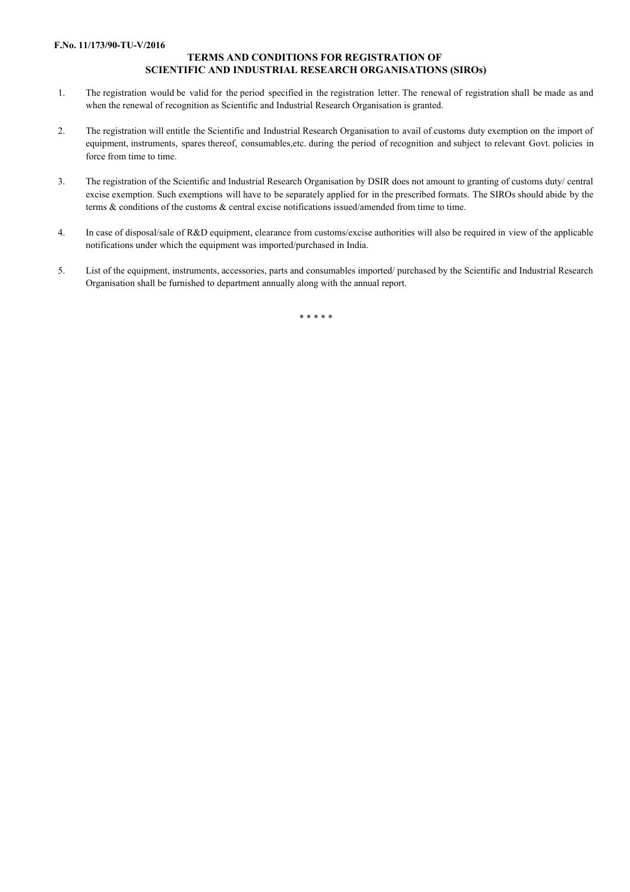**F.No. 11/173/90-TU-V/2016**

## TERMS AND CONDITIONS FOR REGISTRATION OF SCIENTIFIC AND INDUSTRIAL RESEARCH ORGANISATIONS (SIROs)

1. The registration would be valid for the period specified in the registration letter. The renewal of registration shall be made as and when the renewal of recognition as Scientific and Industrial Research Organisation is granted.

2. The registration will entitle the Scientific and Industrial Research Organisation to avail of customs duty exemption on the import of equipment, instruments, spares thereof, consumables,etc. during the period of recognition and subject to relevant Govt. policies in force from time to time.

3. The registration of the Scientific and Industrial Research Organisation by DSIR does not amount to granting of customs duty/ central excise exemption. Such exemptions will have to be separately applied for in the prescribed formats. The SIROs should abide by the terms & conditions of the customs & central excise notifications issued/amended from time to time.

4. In case of disposal/sale of R&D equipment, clearance from customs/excise authorities will also be required in view of the applicable notifications under which the equipment was imported/purchased in India.

5. List of the equipment, instruments, accessories, parts and consumables imported/ purchased by the Scientific and Industrial Research Organisation shall be furnished to department annually along with the annual report.

* * * * *